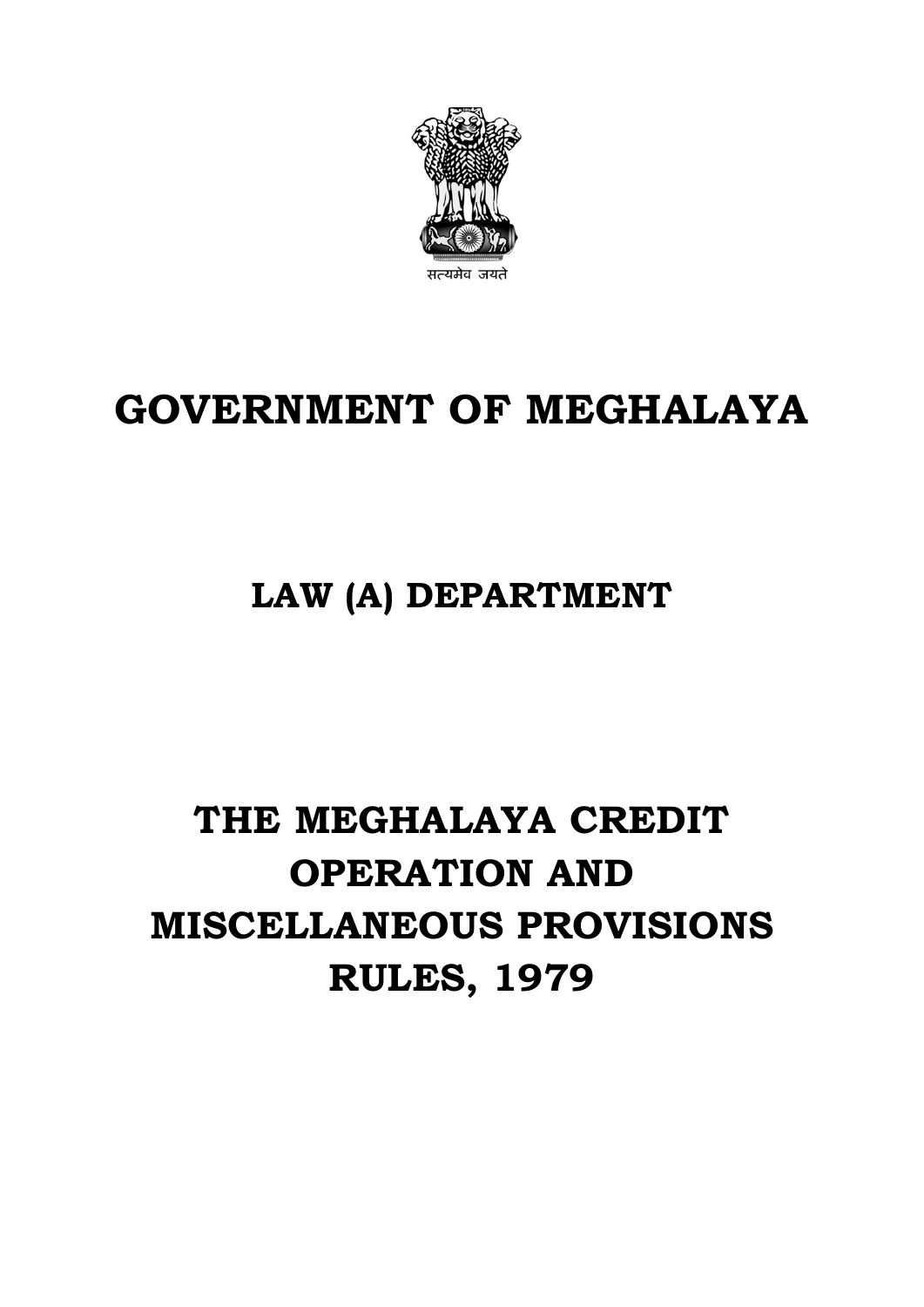सत्यमेव जयते

# GOVERNMENT OF MEGHALAYA

## LAW (A) DEPARTMENT

# THE MEGHALAYA CREDIT OPERATION AND MISCELLANEOUS PROVISIONS RULES, 1979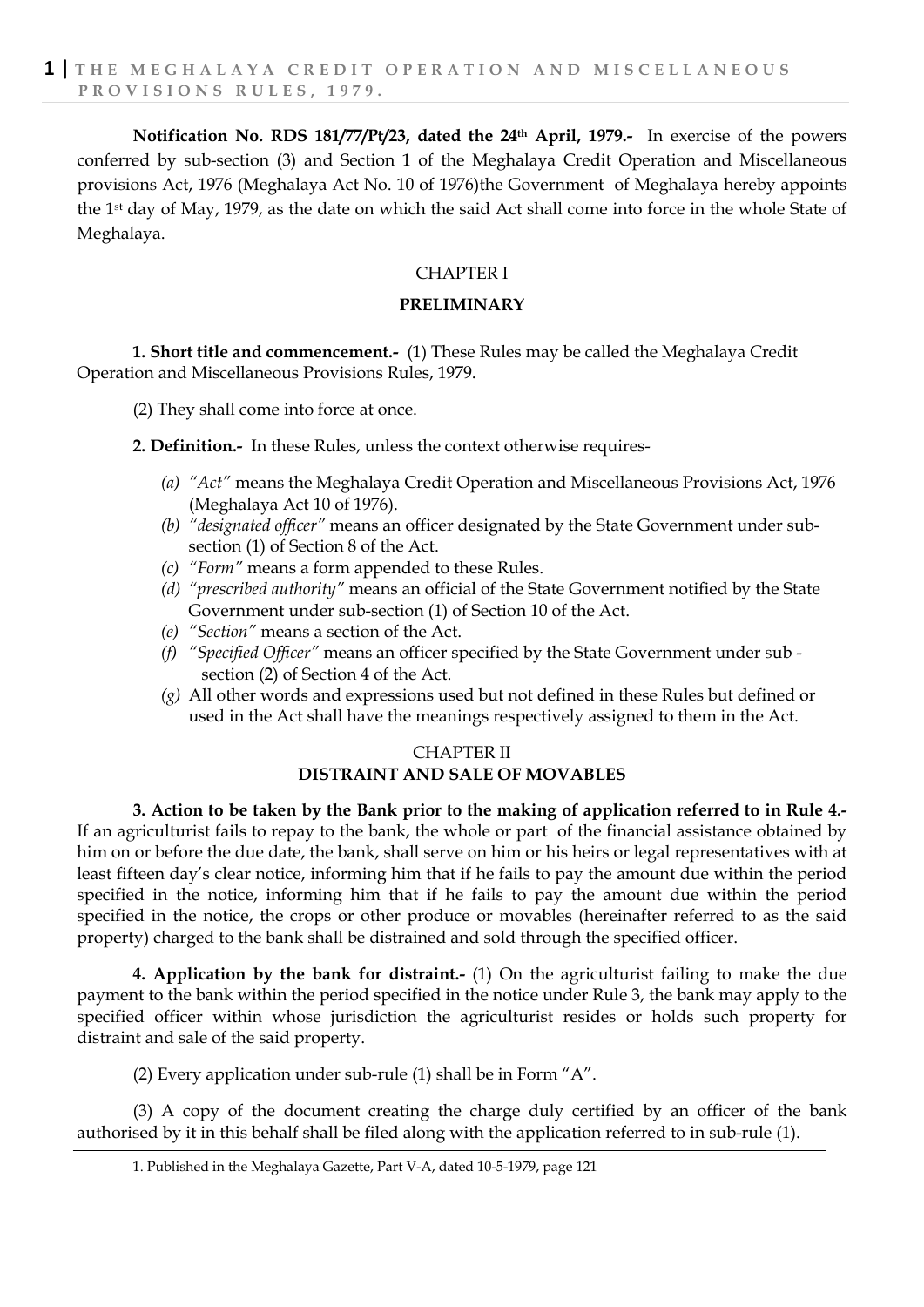**Notification No. RDS 181/77/Pt/23, dated the 24th April, 1979.-** In exercise of the powers conferred by sub-section (3) and Section 1 of the Meghalaya Credit Operation and Miscellaneous provisions Act, 1976 (Meghalaya Act No. 10 of 1976)the Government of Meghalaya hereby appoints the 1st day of May, 1979, as the date on which the said Act shall come into force in the whole State of Meghalaya.

## CHAPTER I

## PRELIMINARY

**1. Short title and commencement.-** (1) These Rules may be called the Meghalaya Credit Operation and Miscellaneous Provisions Rules, 1979.

(2) They shall come into force at once.

**2. Definition.-** In these Rules, unless the context otherwise requires-

- *(a) "Act"* means the Meghalaya Credit Operation and Miscellaneous Provisions Act, 1976 (Meghalaya Act 10 of 1976).
- *(b) "designated officer"* means an officer designated by the State Government under sub-section (1) of Section 8 of the Act.
- *(c) "Form"* means a form appended to these Rules.
- *(d) "prescribed authority"* means an official of the State Government notified by the State Government under sub-section (1) of Section 10 of the Act.
- *(e) "Section"* means a section of the Act.
- *(f) "Specified Officer"* means an officer specified by the State Government under sub - section (2) of Section 4 of the Act.
- *(g)* All other words and expressions used but not defined in these Rules but defined or used in the Act shall have the meanings respectively assigned to them in the Act.

## CHAPTER II
## DISTRAINT AND SALE OF MOVABLES

**3. Action to be taken by the Bank prior to the making of application referred to in Rule 4.-** If an agriculturist fails to repay to the bank, the whole or part of the financial assistance obtained by him on or before the due date, the bank, shall serve on him or his heirs or legal representatives with at least fifteen day's clear notice, informing him that if he fails to pay the amount due within the period specified in the notice, informing him that if he fails to pay the amount due within the period specified in the notice, the crops or other produce or movables (hereinafter referred to as the said property) charged to the bank shall be distrained and sold through the specified officer.

**4. Application by the bank for distraint.-** (1) On the agriculturist failing to make the due payment to the bank within the period specified in the notice under Rule 3, the bank may apply to the specified officer within whose jurisdiction the agriculturist resides or holds such property for distraint and sale of the said property.

(2) Every application under sub-rule (1) shall be in Form "A".

(3) A copy of the document creating the charge duly certified by an officer of the bank authorised by it in this behalf shall be filed along with the application referred to in sub-rule (1).

---

1. Published in the Meghalaya Gazette, Part V-A, dated 10-5-1979, page 121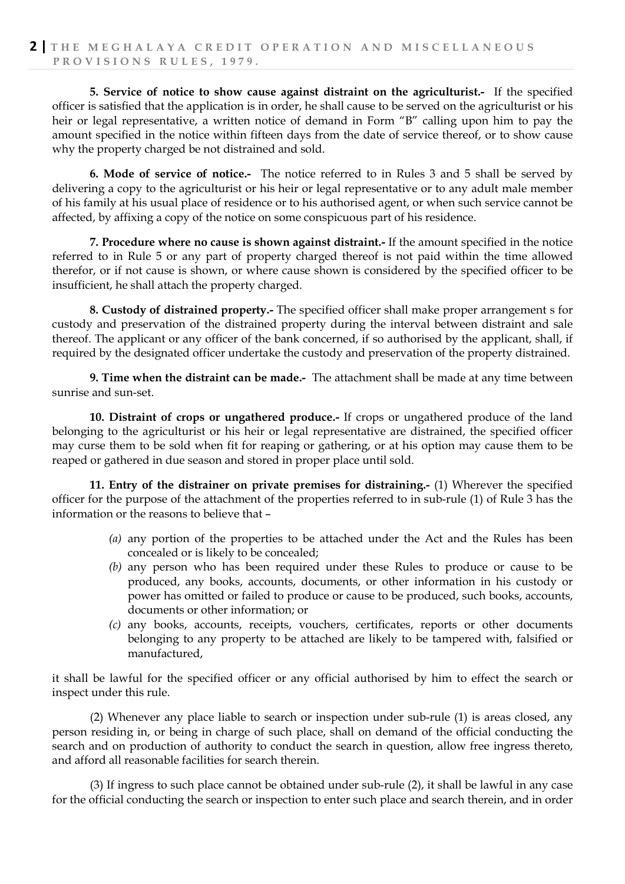**5. Service of notice to show cause against distraint on the agriculturist.-** If the specified officer is satisfied that the application is in order, he shall cause to be served on the agriculturist or his heir or legal representative, a written notice of demand in Form "B" calling upon him to pay the amount specified in the notice within fifteen days from the date of service thereof, or to show cause why the property charged be not distrained and sold.

**6. Mode of service of notice.-** The notice referred to in Rules 3 and 5 shall be served by delivering a copy to the agriculturist or his heir or legal representative or to any adult male member of his family at his usual place of residence or to his authorised agent, or when such service cannot be affected, by affixing a copy of the notice on some conspicuous part of his residence.

**7. Procedure where no cause is shown against distraint.-** If the amount specified in the notice referred to in Rule 5 or any part of property charged thereof is not paid within the time allowed therefor, or if not cause is shown, or where cause shown is considered by the specified officer to be insufficient, he shall attach the property charged.

**8. Custody of distrained property.-** The specified officer shall make proper arrangement s for custody and preservation of the distrained property during the interval between distraint and sale thereof. The applicant or any officer of the bank concerned, if so authorised by the applicant, shall, if required by the designated officer undertake the custody and preservation of the property distrained.

**9. Time when the distraint can be made.-** The attachment shall be made at any time between sunrise and sun-set.

**10. Distraint of crops or ungathered produce.-** If crops or ungathered produce of the land belonging to the agriculturist or his heir or legal representative are distrained, the specified officer may curse them to be sold when fit for reaping or gathering, or at his option may cause them to be reaped or gathered in due season and stored in proper place until sold.

**11. Entry of the distrainer on private premises for distraining.-** (1) Wherever the specified officer for the purpose of the attachment of the properties referred to in sub-rule (1) of Rule 3 has the information or the reasons to believe that –

- *(a)* any portion of the properties to be attached under the Act and the Rules has been concealed or is likely to be concealed;
- *(b)* any person who has been required under these Rules to produce or cause to be produced, any books, accounts, documents, or other information in his custody or power has omitted or failed to produce or cause to be produced, such books, accounts, documents or other information; or
- *(c)* any books, accounts, receipts, vouchers, certificates, reports or other documents belonging to any property to be attached are likely to be tampered with, falsified or manufactured,

it shall be lawful for the specified officer or any official authorised by him to effect the search or inspect under this rule.

(2) Whenever any place liable to search or inspection under sub-rule (1) is areas closed, any person residing in, or being in charge of such place, shall on demand of the official conducting the search and on production of authority to conduct the search in question, allow free ingress thereto, and afford all reasonable facilities for search therein.

(3) If ingress to such place cannot be obtained under sub-rule (2), it shall be lawful in any case for the official conducting the search or inspection to enter such place and search therein, and in order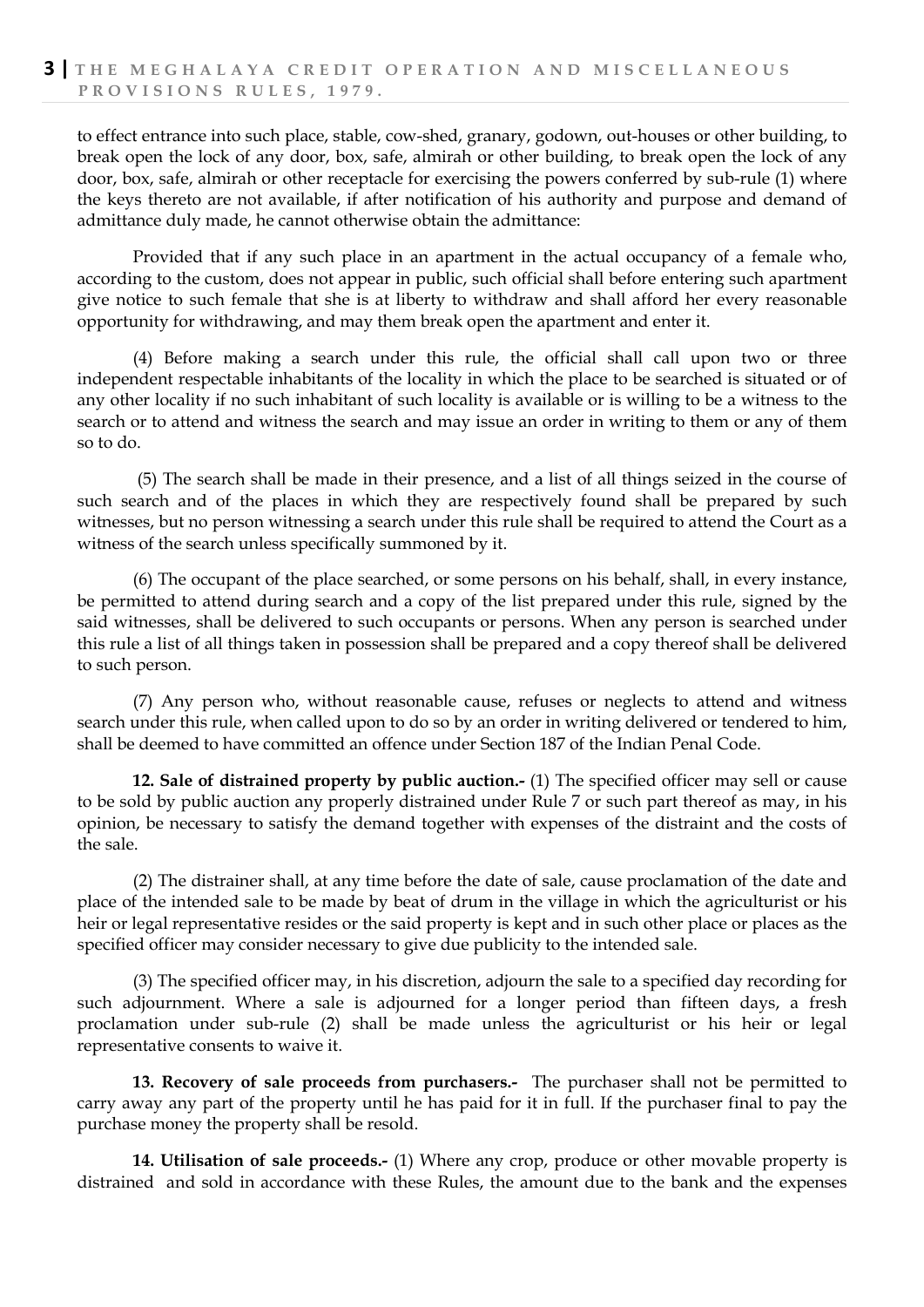to effect entrance into such place, stable, cow-shed, granary, godown, out-houses or other building, to break open the lock of any door, box, safe, almirah or other building, to break open the lock of any door, box, safe, almirah or other receptacle for exercising the powers conferred by sub-rule (1) where the keys thereto are not available, if after notification of his authority and purpose and demand of admittance duly made, he cannot otherwise obtain the admittance:

Provided that if any such place in an apartment in the actual occupancy of a female who, according to the custom, does not appear in public, such official shall before entering such apartment give notice to such female that she is at liberty to withdraw and shall afford her every reasonable opportunity for withdrawing, and may them break open the apartment and enter it.

(4) Before making a search under this rule, the official shall call upon two or three independent respectable inhabitants of the locality in which the place to be searched is situated or of any other locality if no such inhabitant of such locality is available or is willing to be a witness to the search or to attend and witness the search and may issue an order in writing to them or any of them so to do.

(5) The search shall be made in their presence, and a list of all things seized in the course of such search and of the places in which they are respectively found shall be prepared by such witnesses, but no person witnessing a search under this rule shall be required to attend the Court as a witness of the search unless specifically summoned by it.

(6) The occupant of the place searched, or some persons on his behalf, shall, in every instance, be permitted to attend during search and a copy of the list prepared under this rule, signed by the said witnesses, shall be delivered to such occupants or persons. When any person is searched under this rule a list of all things taken in possession shall be prepared and a copy thereof shall be delivered to such person.

(7) Any person who, without reasonable cause, refuses or neglects to attend and witness search under this rule, when called upon to do so by an order in writing delivered or tendered to him, shall be deemed to have committed an offence under Section 187 of the Indian Penal Code.

**12. Sale of distrained property by public auction.-** (1) The specified officer may sell or cause to be sold by public auction any properly distrained under Rule 7 or such part thereof as may, in his opinion, be necessary to satisfy the demand together with expenses of the distraint and the costs of the sale.

(2) The distrainer shall, at any time before the date of sale, cause proclamation of the date and place of the intended sale to be made by beat of drum in the village in which the agriculturist or his heir or legal representative resides or the said property is kept and in such other place or places as the specified officer may consider necessary to give due publicity to the intended sale.

(3) The specified officer may, in his discretion, adjourn the sale to a specified day recording for such adjournment. Where a sale is adjourned for a longer period than fifteen days, a fresh proclamation under sub-rule (2) shall be made unless the agriculturist or his heir or legal representative consents to waive it.

**13. Recovery of sale proceeds from purchasers.-** The purchaser shall not be permitted to carry away any part of the property until he has paid for it in full. If the purchaser final to pay the purchase money the property shall be resold.

**14. Utilisation of sale proceeds.-** (1) Where any crop, produce or other movable property is distrained and sold in accordance with these Rules, the amount due to the bank and the expenses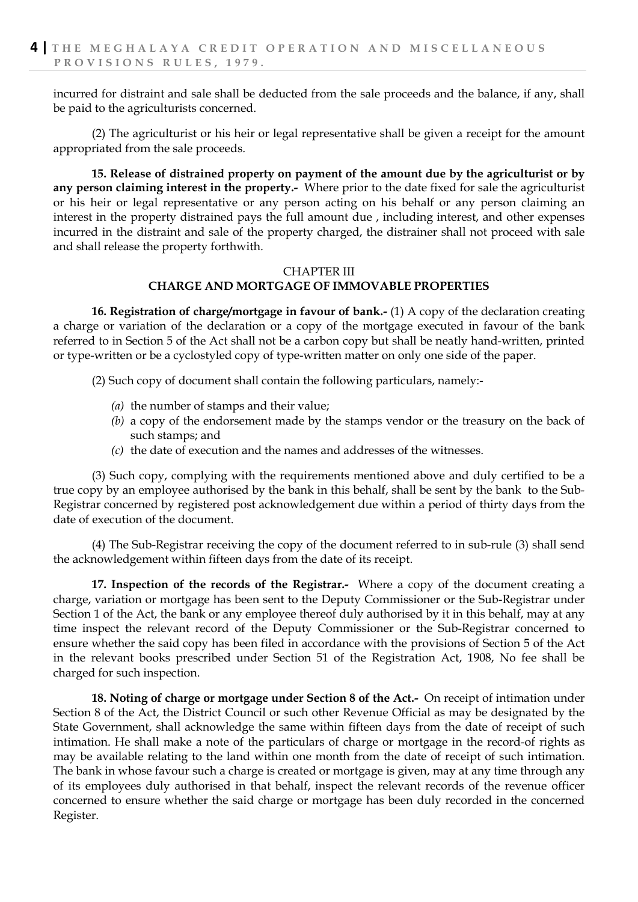incurred for distraint and sale shall be deducted from the sale proceeds and the balance, if any, shall be paid to the agriculturists concerned.

(2) The agriculturist or his heir or legal representative shall be given a receipt for the amount appropriated from the sale proceeds.

**15. Release of distrained property on payment of the amount due by the agriculturist or by any person claiming interest in the property.-** Where prior to the date fixed for sale the agriculturist or his heir or legal representative or any person acting on his behalf or any person claiming an interest in the property distrained pays the full amount due , including interest, and other expenses incurred in the distraint and sale of the property charged, the distrainer shall not proceed with sale and shall release the property forthwith.

## CHAPTER III
## CHARGE AND MORTGAGE OF IMMOVABLE PROPERTIES

**16. Registration of charge/mortgage in favour of bank.-** (1) A copy of the declaration creating a charge or variation of the declaration or a copy of the mortgage executed in favour of the bank referred to in Section 5 of the Act shall not be a carbon copy but shall be neatly hand-written, printed or type-written or be a cyclostyled copy of type-written matter on only one side of the paper.

(2) Such copy of document shall contain the following particulars, namely:-

- *(a)* the number of stamps and their value;
- *(b)* a copy of the endorsement made by the stamps vendor or the treasury on the back of such stamps; and
- *(c)* the date of execution and the names and addresses of the witnesses.

(3) Such copy, complying with the requirements mentioned above and duly certified to be a true copy by an employee authorised by the bank in this behalf, shall be sent by the bank to the Sub-Registrar concerned by registered post acknowledgement due within a period of thirty days from the date of execution of the document.

(4) The Sub-Registrar receiving the copy of the document referred to in sub-rule (3) shall send the acknowledgement within fifteen days from the date of its receipt.

**17. Inspection of the records of the Registrar.-** Where a copy of the document creating a charge, variation or mortgage has been sent to the Deputy Commissioner or the Sub-Registrar under Section 1 of the Act, the bank or any employee thereof duly authorised by it in this behalf, may at any time inspect the relevant record of the Deputy Commissioner or the Sub-Registrar concerned to ensure whether the said copy has been filed in accordance with the provisions of Section 5 of the Act in the relevant books prescribed under Section 51 of the Registration Act, 1908, No fee shall be charged for such inspection.

**18. Noting of charge or mortgage under Section 8 of the Act.-** On receipt of intimation under Section 8 of the Act, the District Council or such other Revenue Official as may be designated by the State Government, shall acknowledge the same within fifteen days from the date of receipt of such intimation. He shall make a note of the particulars of charge or mortgage in the record-of rights as may be available relating to the land within one month from the date of receipt of such intimation. The bank in whose favour such a charge is created or mortgage is given, may at any time through any of its employees duly authorised in that behalf, inspect the relevant records of the revenue officer concerned to ensure whether the said charge or mortgage has been duly recorded in the concerned Register.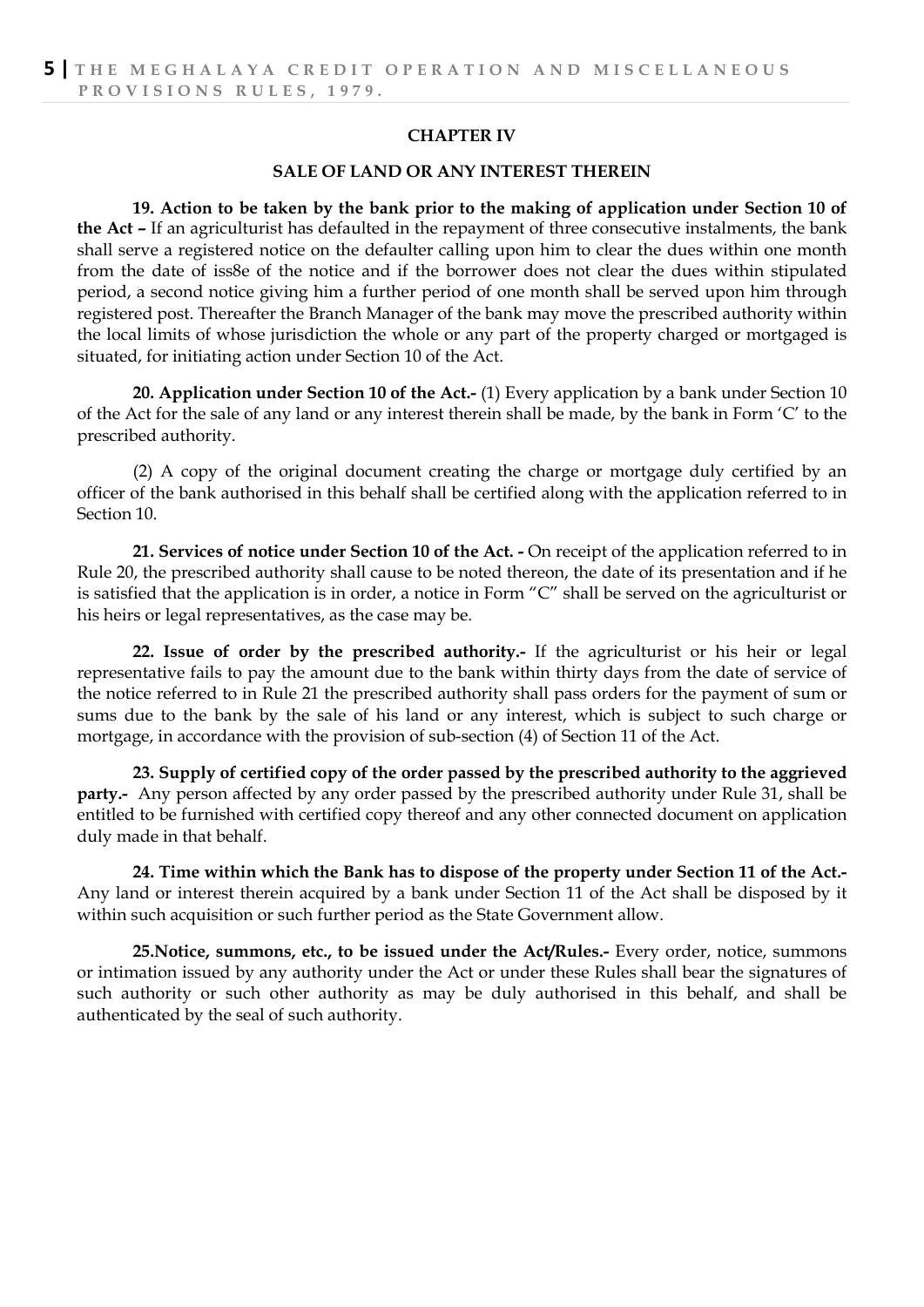## CHAPTER IV

### SALE OF LAND OR ANY INTEREST THEREIN

**19. Action to be taken by the bank prior to the making of application under Section 10 of the Act –** If an agriculturist has defaulted in the repayment of three consecutive instalments, the bank shall serve a registered notice on the defaulter calling upon him to clear the dues within one month from the date of iss8e of the notice and if the borrower does not clear the dues within stipulated period, a second notice giving him a further period of one month shall be served upon him through registered post. Thereafter the Branch Manager of the bank may move the prescribed authority within the local limits of whose jurisdiction the whole or any part of the property charged or mortgaged is situated, for initiating action under Section 10 of the Act.

**20. Application under Section 10 of the Act.-** (1) Every application by a bank under Section 10 of the Act for the sale of any land or any interest therein shall be made, by the bank in Form 'C' to the prescribed authority.

(2) A copy of the original document creating the charge or mortgage duly certified by an officer of the bank authorised in this behalf shall be certified along with the application referred to in Section 10.

**21. Services of notice under Section 10 of the Act. -** On receipt of the application referred to in Rule 20, the prescribed authority shall cause to be noted thereon, the date of its presentation and if he is satisfied that the application is in order, a notice in Form "C" shall be served on the agriculturist or his heirs or legal representatives, as the case may be.

**22. Issue of order by the prescribed authority.-** If the agriculturist or his heir or legal representative fails to pay the amount due to the bank within thirty days from the date of service of the notice referred to in Rule 21 the prescribed authority shall pass orders for the payment of sum or sums due to the bank by the sale of his land or any interest, which is subject to such charge or mortgage, in accordance with the provision of sub-section (4) of Section 11 of the Act.

**23. Supply of certified copy of the order passed by the prescribed authority to the aggrieved party.-** Any person affected by any order passed by the prescribed authority under Rule 31, shall be entitled to be furnished with certified copy thereof and any other connected document on application duly made in that behalf.

**24. Time within which the Bank has to dispose of the property under Section 11 of the Act.-** Any land or interest therein acquired by a bank under Section 11 of the Act shall be disposed by it within such acquisition or such further period as the State Government allow.

**25.Notice, summons, etc., to be issued under the Act/Rules.-** Every order, notice, summons or intimation issued by any authority under the Act or under these Rules shall bear the signatures of such authority or such other authority as may be duly authorised in this behalf, and shall be authenticated by the seal of such authority.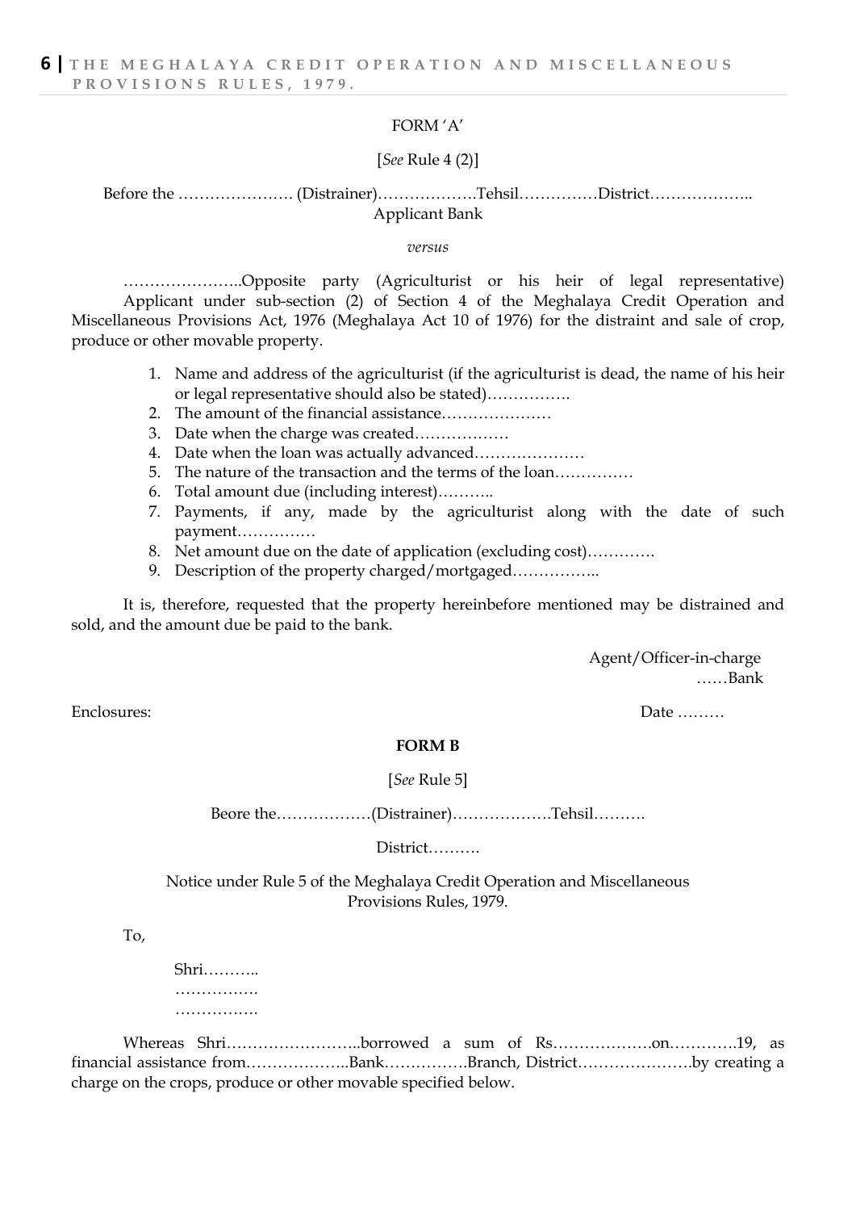FORM 'A'

[*See* Rule 4 (2)]

Before the …………………. (Distrainer)……………….Tehsil……………District………………..
Applicant Bank

*versus*

…………………..Opposite party (Agriculturist or his heir of legal representative) Applicant under sub-section (2) of Section 4 of the Meghalaya Credit Operation and Miscellaneous Provisions Act, 1976 (Meghalaya Act 10 of 1976) for the distraint and sale of crop, produce or other movable property.

1. Name and address of the agriculturist (if the agriculturist is dead, the name of his heir or legal representative should also be stated)…………….
2. The amount of the financial assistance…………………
3. Date when the charge was created……………..
4. Date when the loan was actually advanced…………………
5. The nature of the transaction and the terms of the loan……………
6. Total amount due (including interest)………..
7. Payments, if any, made by the agriculturist along with the date of such payment……………
8. Net amount due on the date of application (excluding cost)………….
9. Description of the property charged/mortgaged……………..

It is, therefore, requested that the property hereinbefore mentioned may be distrained and sold, and the amount due be paid to the bank.

Agent/Officer-in-charge
……Bank

Enclosures:

Date ………

**FORM B**

[*See* Rule 5]

Beore the………………(Distrainer)……………….Tehsil……….

District……….

Notice under Rule 5 of the Meghalaya Credit Operation and Miscellaneous Provisions Rules, 1979.

To,

Shri………..
…………….
…………….

Whereas Shri……………………..borrowed a sum of Rs……………….on………….19, as financial assistance from………………..Bank…………….Branch, District………………….by creating a charge on the crops, produce or other movable specified below.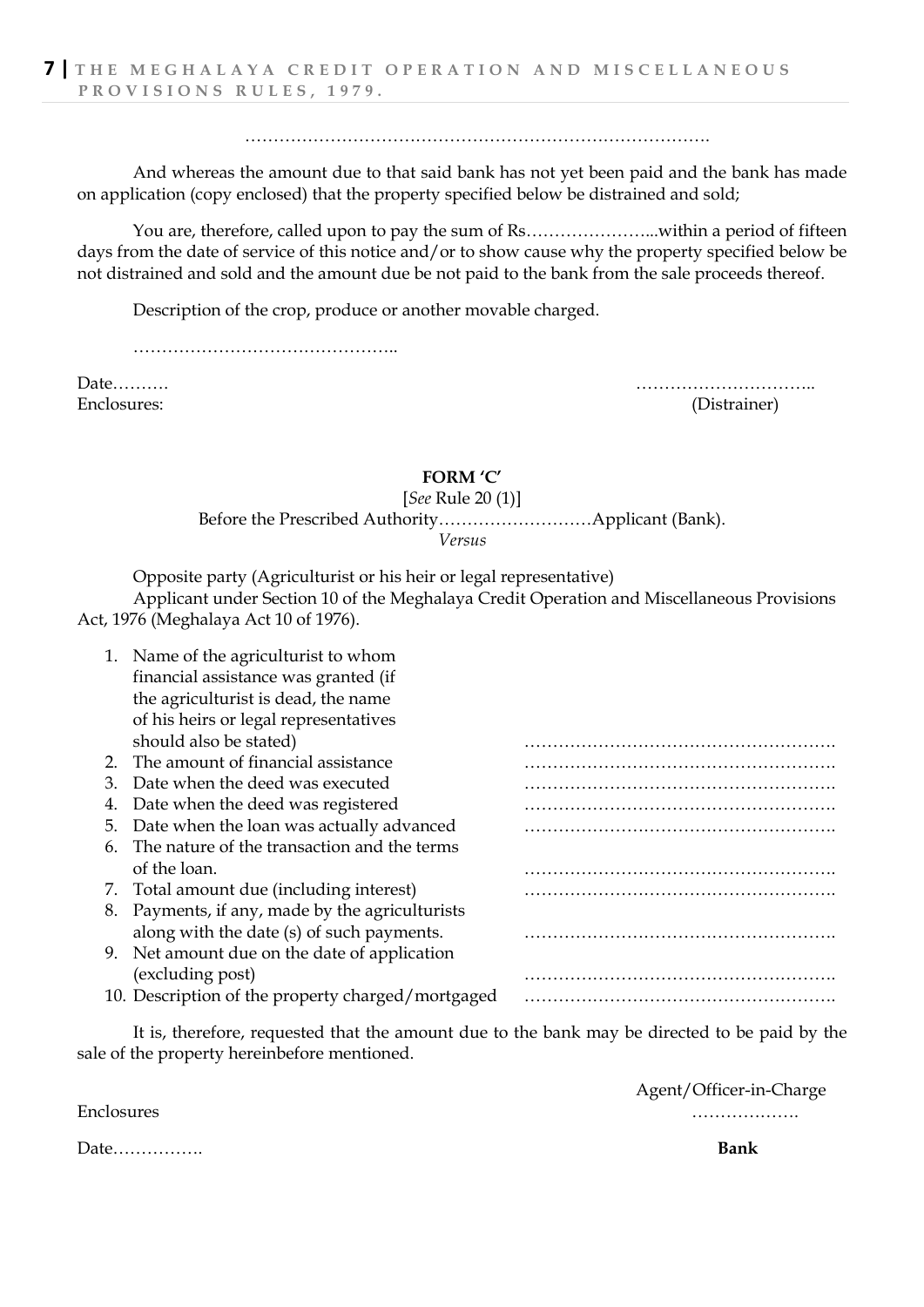…………………………………………………………………….

And whereas the amount due to that said bank has not yet been paid and the bank has made on application (copy enclosed) that the property specified below be distrained and sold;

You are, therefore, called upon to pay the sum of Rs…………………...within a period of fifteen days from the date of service of this notice and/or to show cause why the property specified below be not distrained and sold and the amount due be not paid to the bank from the sale proceeds thereof.

Description of the crop, produce or another movable charged.

………………………………………..

Date……… …………………………..

Enclosures: (Distrainer)

## FORM 'C'

[*See* Rule 20 (1)]

Before the Prescribed Authority………………………Applicant (Bank).

*Versus*

Opposite party (Agriculturist or his heir or legal representative)

Applicant under Section 10 of the Meghalaya Credit Operation and Miscellaneous Provisions Act, 1976 (Meghalaya Act 10 of 1976).

1. Name of the agriculturist to whom financial assistance was granted (if the agriculturist is dead, the name of his heirs or legal representatives should also be stated) ……………………………………………….
2. The amount of financial assistance ……………………………………………….
3. Date when the deed was executed ……………………………………………….
4. Date when the deed was registered ……………………………………………….
5. Date when the loan was actually advanced ……………………………………………….
6. The nature of the transaction and the terms of the loan. ……………………………………………….
7. Total amount due (including interest) ……………………………………………….
8. Payments, if any, made by the agriculturists along with the date (s) of such payments. ……………………………………………….
9. Net amount due on the date of application (excluding post) ……………………………………………….
10. Description of the property charged/mortgaged ……………………………………………….

It is, therefore, requested that the amount due to the bank may be directed to be paid by the sale of the property hereinbefore mentioned.

Agent/Officer-in-Charge

Enclosures ……………….

Date……………. **Bank**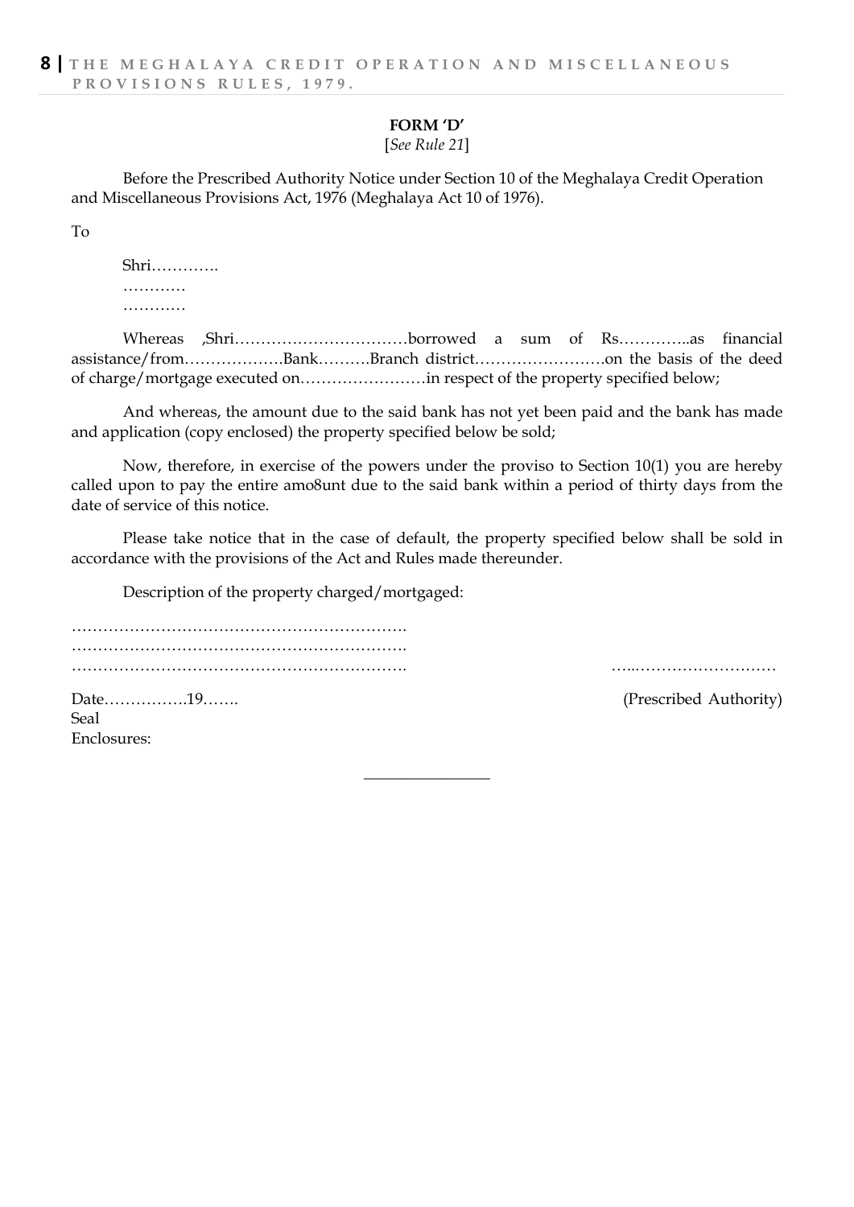**FORM 'D'**

[*See Rule 21*]

Before the Prescribed Authority Notice under Section 10 of the Meghalaya Credit Operation and Miscellaneous Provisions Act, 1976 (Meghalaya Act 10 of 1976).

To

Shri………….
…………
…………

Whereas ,Shri……………………………borrowed a sum of Rs…………..as financial assistance/from……………….Bank……….Branch district…………………….on the basis of the deed of charge/mortgage executed on……………………in respect of the property specified below;

And whereas, the amount due to the said bank has not yet been paid and the bank has made and application (copy enclosed) the property specified below be sold;

Now, therefore, in exercise of the powers under the proviso to Section 10(1) you are hereby called upon to pay the entire amo8unt due to the said bank within a period of thirty days from the date of service of this notice.

Please take notice that in the case of default, the property specified below shall be sold in accordance with the provisions of the Act and Rules made thereunder.

Description of the property charged/mortgaged:

……………………………………………………….
……………………………………………………….
……………………………………………………….

…..………………………
(Prescribed Authority)

Date…………….19…….
Seal
Enclosures: